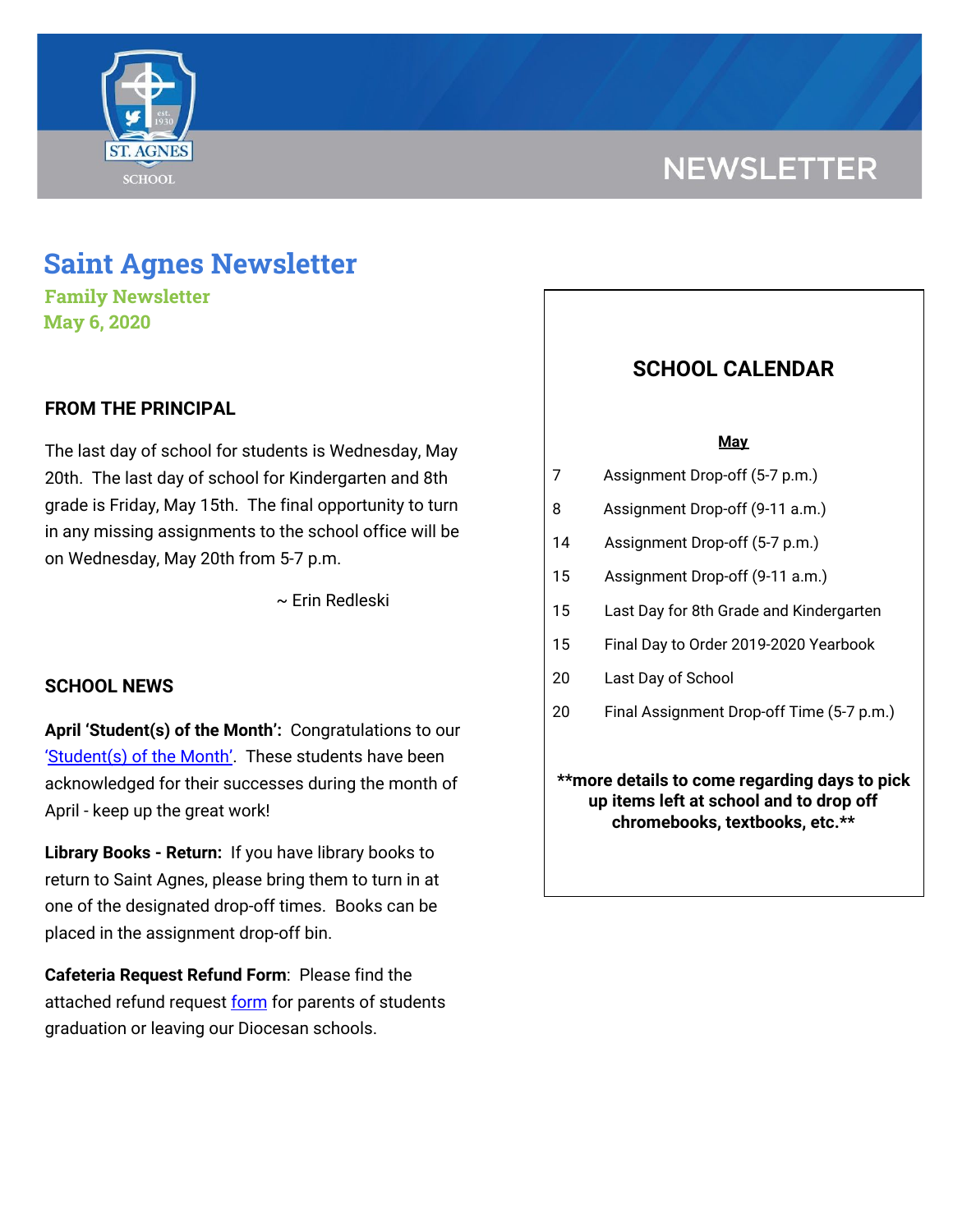# Saint Agnes Newsletter

**Family Newsletter**
**May 6, 2020**

## FROM THE PRINCIPAL

The last day of school for students is Wednesday, May 20th. The last day of school for Kindergarten and 8th grade is Friday, May 15th. The final opportunity to turn in any missing assignments to the school office will be on Wednesday, May 20th from 5-7 p.m.

~ Erin Redleski

## SCHOOL NEWS

**April 'Student(s) of the Month':** Congratulations to our 'Student(s) of the Month'. These students have been acknowledged for their successes during the month of April - keep up the great work!

**Library Books - Return:** If you have library books to return to Saint Agnes, please bring them to turn in at one of the designated drop-off times. Books can be placed in the assignment drop-off bin.

**Cafeteria Request Refund Form**: Please find the attached refund request form for parents of students graduation or leaving our Diocesan schools.

## SCHOOL CALENDAR

**May**

| | |
|---|---|
| 7 | Assignment Drop-off (5-7 p.m.) |
| 8 | Assignment Drop-off (9-11 a.m.) |
| 14 | Assignment Drop-off (5-7 p.m.) |
| 15 | Assignment Drop-off (9-11 a.m.) |
| 15 | Last Day for 8th Grade and Kindergarten |
| 15 | Final Day to Order 2019-2020 Yearbook |
| 20 | Last Day of School |
| 20 | Final Assignment Drop-off Time (5-7 p.m.) |

**\*\*more details to come regarding days to pick up items left at school and to drop off chromebooks, textbooks, etc.\*\***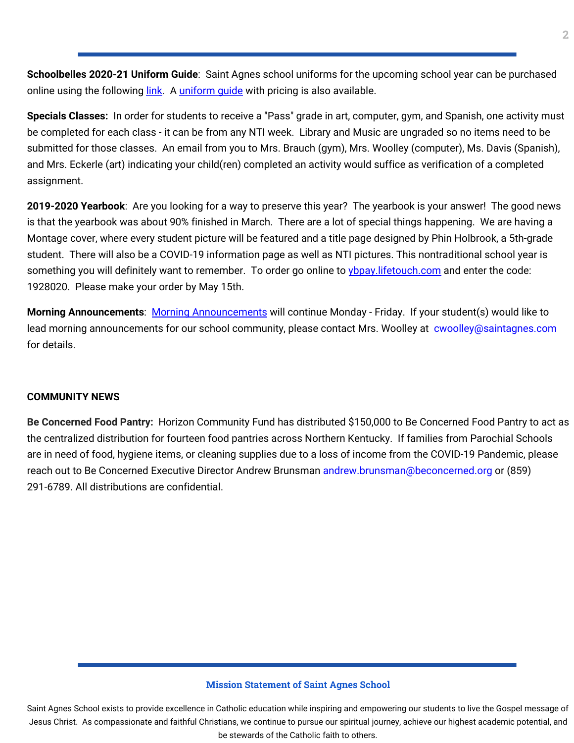**Schoolbelles 2020-21 Uniform Guide**: Saint Agnes school uniforms for the upcoming school year can be purchased online using the following link. A uniform guide with pricing is also available.

**Specials Classes:** In order for students to receive a "Pass" grade in art, computer, gym, and Spanish, one activity must be completed for each class - it can be from any NTI week. Library and Music are ungraded so no items need to be submitted for those classes. An email from you to Mrs. Brauch (gym), Mrs. Woolley (computer), Ms. Davis (Spanish), and Mrs. Eckerle (art) indicating your child(ren) completed an activity would suffice as verification of a completed assignment.

**2019-2020 Yearbook**: Are you looking for a way to preserve this year? The yearbook is your answer! The good news is that the yearbook was about 90% finished in March. There are a lot of special things happening. We are having a Montage cover, where every student picture will be featured and a title page designed by Phin Holbrook, a 5th-grade student. There will also be a COVID-19 information page as well as NTI pictures. This nontraditional school year is something you will definitely want to remember. To order go online to ybpay.lifetouch.com and enter the code: 1928020. Please make your order by May 15th.

**Morning Announcements**: Morning Announcements will continue Monday - Friday. If your student(s) would like to lead morning announcements for our school community, please contact Mrs. Woolley at cwoolley@saintagnes.com for details.

**COMMUNITY NEWS**

**Be Concerned Food Pantry:** Horizon Community Fund has distributed $150,000 to Be Concerned Food Pantry to act as the centralized distribution for fourteen food pantries across Northern Kentucky. If families from Parochial Schools are in need of food, hygiene items, or cleaning supplies due to a loss of income from the COVID-19 Pandemic, please reach out to Be Concerned Executive Director Andrew Brunsman andrew.brunsman@beconcerned.org or (859) 291-6789. All distributions are confidential.

**Mission Statement of Saint Agnes School**

Saint Agnes School exists to provide excellence in Catholic education while inspiring and empowering our students to live the Gospel message of Jesus Christ. As compassionate and faithful Christians, we continue to pursue our spiritual journey, achieve our highest academic potential, and be stewards of the Catholic faith to others.